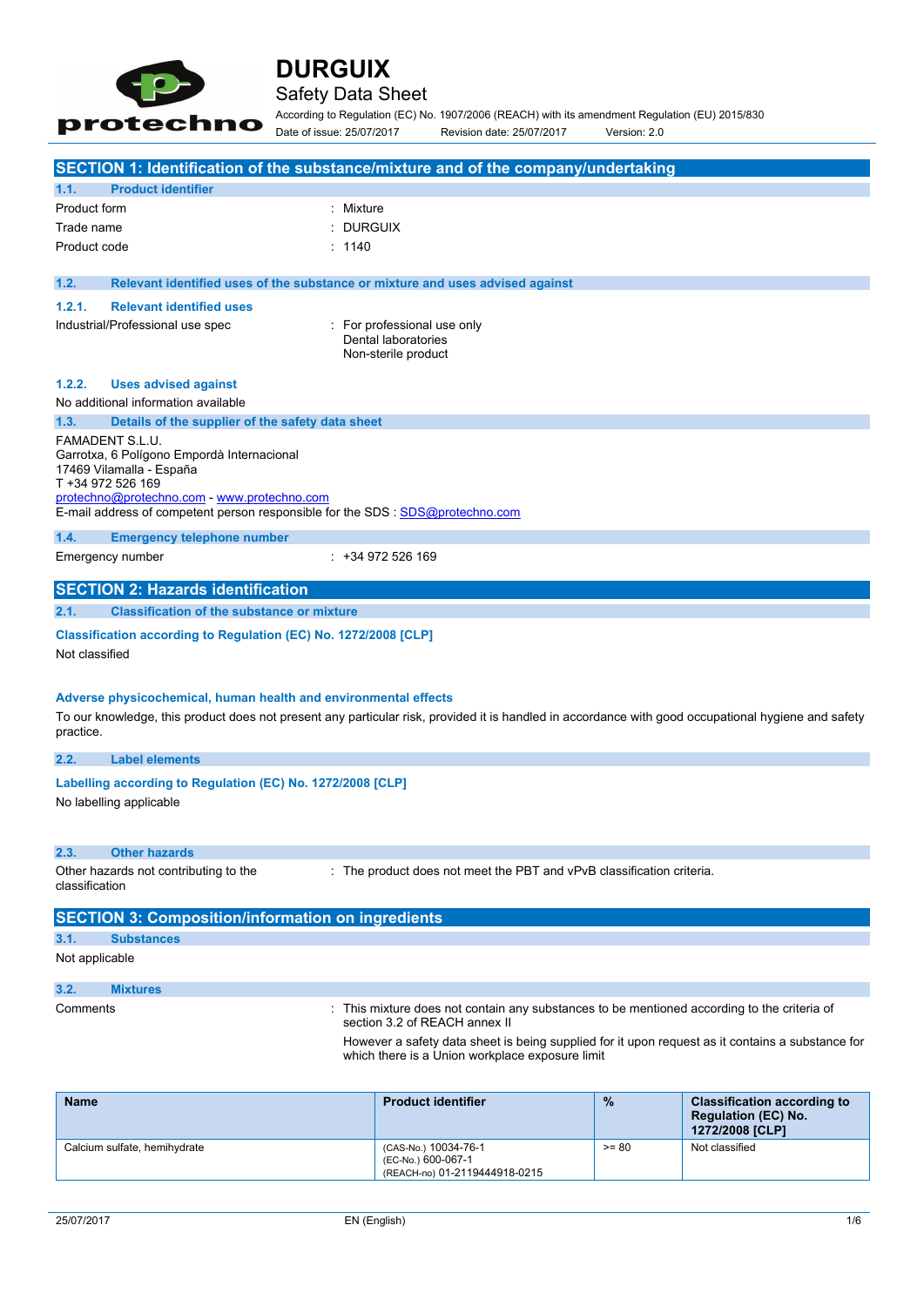# DURGUIX

Safety Data Sheet

According to Regulation (EC) No. 1907/2006 (REACH) with its amendment Regulation (EU) 2015/830

Date of issue: 25/07/2017 Revision date: 25/07/2017 Version: 2.0

## SECTION 1: Identification of the substance/mixture and of the company/undertaking

### 1.1. Product identifier

Product form : Mixture

Trade name : DURGUIX

Product code : 1140

### 1.2. Relevant identified uses of the substance or mixture and uses advised against

#### 1.2.1. Relevant identified uses

Industrial/Professional use spec : For professional use only
Dental laboratories
Non-sterile product

#### 1.2.2. Uses advised against

No additional information available

### 1.3. Details of the supplier of the safety data sheet

FAMADENT S.L.U.
Garrotxa, 6 Polígono Empordà Internacional
17469 Vilamalla - España
T +34 972 526 169
protechno@protechno.com - www.protechno.com
E-mail address of competent person responsible for the SDS : SDS@protechno.com

### 1.4. Emergency telephone number

Emergency number : +34 972 526 169

## SECTION 2: Hazards identification

### 2.1. Classification of the substance or mixture

**Classification according to Regulation (EC) No. 1272/2008 [CLP]**

Not classified

**Adverse physicochemical, human health and environmental effects**

To our knowledge, this product does not present any particular risk, provided it is handled in accordance with good occupational hygiene and safety practice.

### 2.2. Label elements

**Labelling according to Regulation (EC) No. 1272/2008 [CLP]**

No labelling applicable

### 2.3. Other hazards

Other hazards not contributing to the classification : The product does not meet the PBT and vPvB classification criteria.

## SECTION 3: Composition/information on ingredients

### 3.1. Substances

Not applicable

### 3.2. Mixtures

Comments : This mixture does not contain any substances to be mentioned according to the criteria of section 3.2 of REACH annex II

However a safety data sheet is being supplied for it upon request as it contains a substance for which there is a Union workplace exposure limit

| Name | Product identifier | % | Classification according to Regulation (EC) No. 1272/2008 [CLP] |
|---|---|---|---|
| Calcium sulfate, hemihydrate | (CAS-No.) 10034-76-1<br>(EC-No.) 600-067-1<br>(REACH-no) 01-2119444918-0215 | >= 80 | Not classified |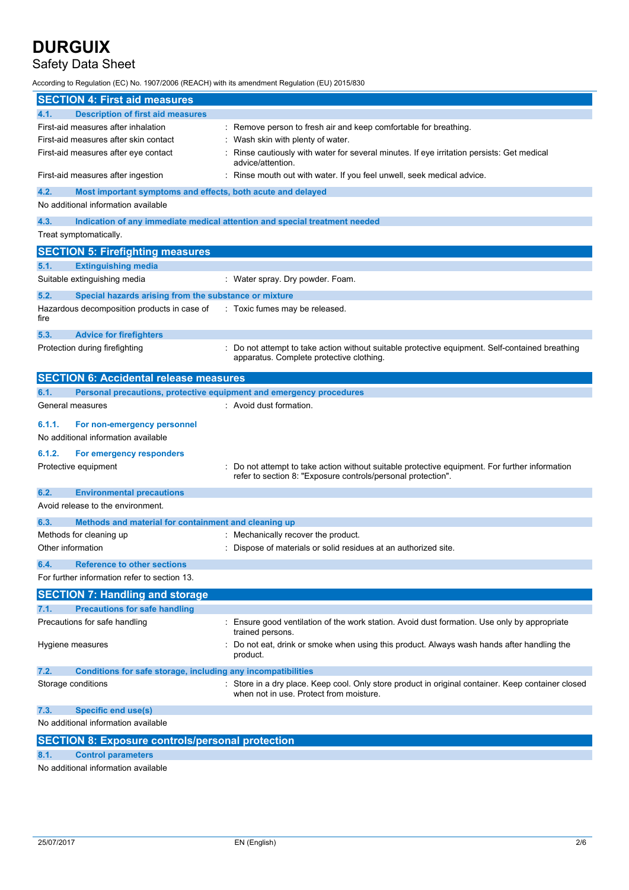## SECTION 4: First aid measures

### 4.1. Description of first aid measures

| | |
|---|---|
| First-aid measures after inhalation | : Remove person to fresh air and keep comfortable for breathing. |
| First-aid measures after skin contact | : Wash skin with plenty of water. |
| First-aid measures after eye contact | : Rinse cautiously with water for several minutes. If eye irritation persists: Get medical advice/attention. |
| First-aid measures after ingestion | : Rinse mouth out with water. If you feel unwell, seek medical advice. |

### 4.2. Most important symptoms and effects, both acute and delayed

No additional information available

### 4.3. Indication of any immediate medical attention and special treatment needed

Treat symptomatically.

## SECTION 5: Firefighting measures

### 5.1. Extinguishing media

| | |
|---|---|
| Suitable extinguishing media | : Water spray. Dry powder. Foam. |

### 5.2. Special hazards arising from the substance or mixture

| | |
|---|---|
| Hazardous decomposition products in case of fire | : Toxic fumes may be released. |

### 5.3. Advice for firefighters

| | |
|---|---|
| Protection during firefighting | : Do not attempt to take action without suitable protective equipment. Self-contained breathing apparatus. Complete protective clothing. |

## SECTION 6: Accidental release measures

### 6.1. Personal precautions, protective equipment and emergency procedures

| | |
|---|---|
| General measures | : Avoid dust formation. |

#### 6.1.1. For non-emergency personnel

No additional information available

#### 6.1.2. For emergency responders

| | |
|---|---|
| Protective equipment | : Do not attempt to take action without suitable protective equipment. For further information refer to section 8: "Exposure controls/personal protection". |

### 6.2. Environmental precautions

Avoid release to the environment.

### 6.3. Methods and material for containment and cleaning up

| | |
|---|---|
| Methods for cleaning up | : Mechanically recover the product. |
| Other information | : Dispose of materials or solid residues at an authorized site. |

### 6.4. Reference to other sections

For further information refer to section 13.

## SECTION 7: Handling and storage

### 7.1. Precautions for safe handling

| | |
|---|---|
| Precautions for safe handling | : Ensure good ventilation of the work station. Avoid dust formation. Use only by appropriate trained persons. |
| Hygiene measures | : Do not eat, drink or smoke when using this product. Always wash hands after handling the product. |

### 7.2. Conditions for safe storage, including any incompatibilities

| | |
|---|---|
| Storage conditions | : Store in a dry place. Keep cool. Only store product in original container. Keep container closed when not in use. Protect from moisture. |

### 7.3. Specific end use(s)

No additional information available

## SECTION 8: Exposure controls/personal protection

### 8.1. Control parameters

No additional information available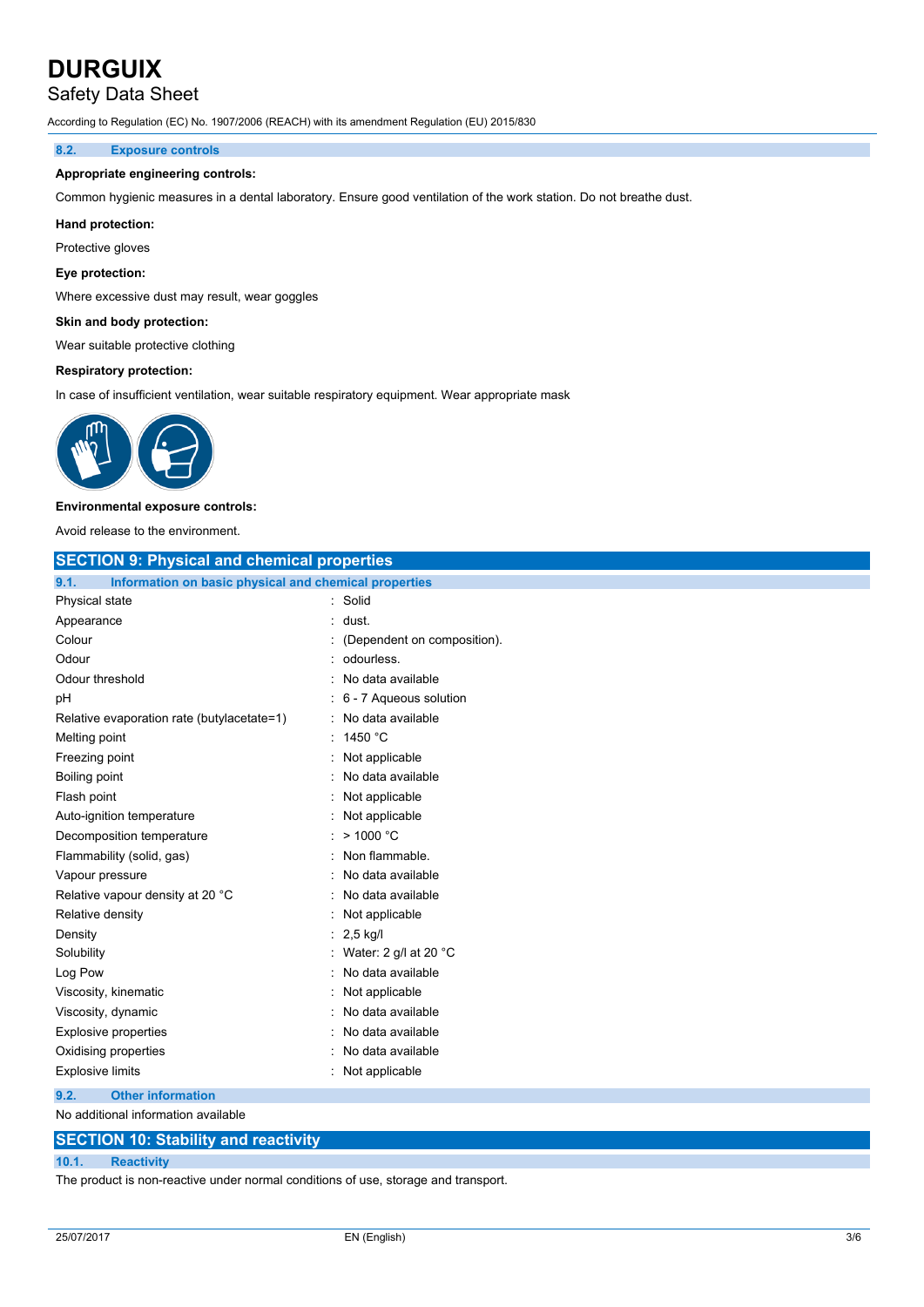### 8.2. Exposure controls

**Appropriate engineering controls:**

Common hygienic measures in a dental laboratory. Ensure good ventilation of the work station. Do not breathe dust.

**Hand protection:**

Protective gloves

**Eye protection:**

Where excessive dust may result, wear goggles

**Skin and body protection:**

Wear suitable protective clothing

**Respiratory protection:**

In case of insufficient ventilation, wear suitable respiratory equipment. Wear appropriate mask

**Environmental exposure controls:**

Avoid release to the environment.

## SECTION 9: Physical and chemical properties

### 9.1. Information on basic physical and chemical properties

| Property | Value |
|---|---|
| Physical state | Solid |
| Appearance | dust. |
| Colour | (Dependent on composition). |
| Odour | odourless. |
| Odour threshold | No data available |
| pH | 6 - 7 Aqueous solution |
| Relative evaporation rate (butylacetate=1) | No data available |
| Melting point | 1450 °C |
| Freezing point | Not applicable |
| Boiling point | No data available |
| Flash point | Not applicable |
| Auto-ignition temperature | Not applicable |
| Decomposition temperature | > 1000 °C |
| Flammability (solid, gas) | Non flammable. |
| Vapour pressure | No data available |
| Relative vapour density at 20 °C | No data available |
| Relative density | Not applicable |
| Density | 2,5 kg/l |
| Solubility | Water: 2 g/l at 20 °C |
| Log Pow | No data available |
| Viscosity, kinematic | Not applicable |
| Viscosity, dynamic | No data available |
| Explosive properties | No data available |
| Oxidising properties | No data available |
| Explosive limits | Not applicable |

### 9.2. Other information

No additional information available

## SECTION 10: Stability and reactivity

### 10.1. Reactivity

The product is non-reactive under normal conditions of use, storage and transport.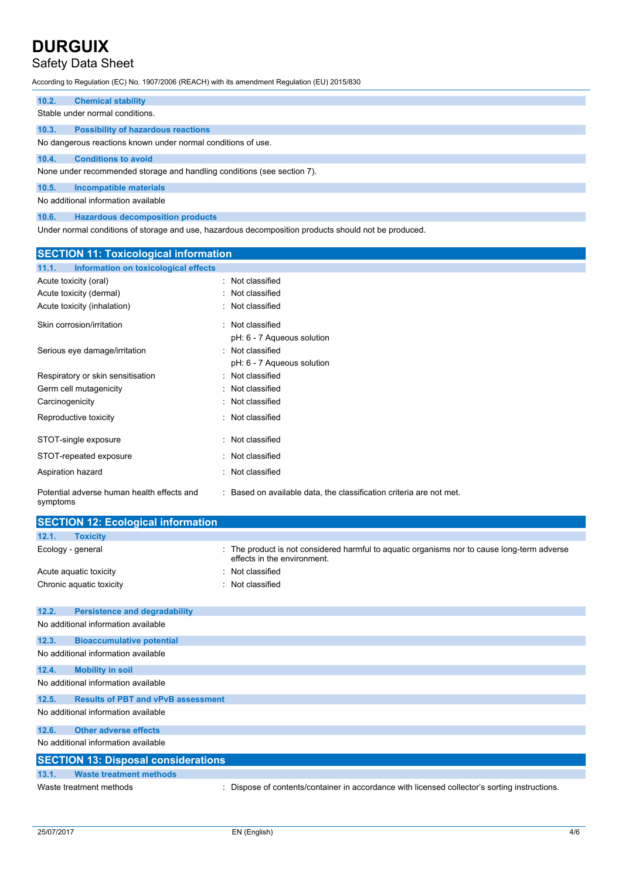### 10.2. Chemical stability

Stable under normal conditions.

### 10.3. Possibility of hazardous reactions

No dangerous reactions known under normal conditions of use.

### 10.4. Conditions to avoid

None under recommended storage and handling conditions (see section 7).

### 10.5. Incompatible materials

No additional information available

### 10.6. Hazardous decomposition products

Under normal conditions of storage and use, hazardous decomposition products should not be produced.

## SECTION 11: Toxicological information

### 11.1. Information on toxicological effects

| | |
|---|---|
| Acute toxicity (oral) | : Not classified |
| Acute toxicity (dermal) | : Not classified |
| Acute toxicity (inhalation) | : Not classified |
| Skin corrosion/irritation | : Not classified<br>pH: 6 - 7 Aqueous solution |
| Serious eye damage/irritation | : Not classified<br>pH: 6 - 7 Aqueous solution |
| Respiratory or skin sensitisation | : Not classified |
| Germ cell mutagenicity | : Not classified |
| Carcinogenicity | : Not classified |
| Reproductive toxicity | : Not classified |
| STOT-single exposure | : Not classified |
| STOT-repeated exposure | : Not classified |
| Aspiration hazard | : Not classified |
| Potential adverse human health effects and symptoms | : Based on available data, the classification criteria are not met. |

## SECTION 12: Ecological information

### 12.1. Toxicity

| | |
|---|---|
| Ecology - general | : The product is not considered harmful to aquatic organisms nor to cause long-term adverse effects in the environment. |
| Acute aquatic toxicity | : Not classified |
| Chronic aquatic toxicity | : Not classified |

### 12.2. Persistence and degradability

No additional information available

### 12.3. Bioaccumulative potential

No additional information available

### 12.4. Mobility in soil

No additional information available

### 12.5. Results of PBT and vPvB assessment

No additional information available

### 12.6. Other adverse effects

No additional information available

## SECTION 13: Disposal considerations

### 13.1. Waste treatment methods

| | |
|---|---|
| Waste treatment methods | : Dispose of contents/container in accordance with licensed collector's sorting instructions. |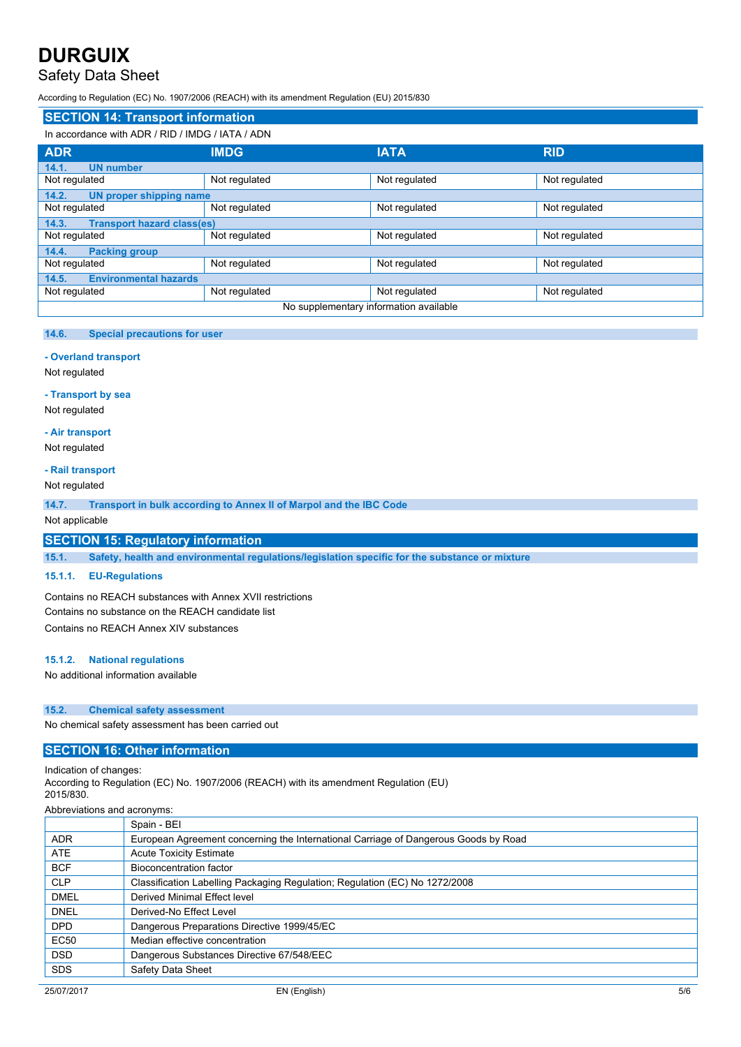## SECTION 14: Transport information

In accordance with ADR / RID / IMDG / IATA / ADN

| ADR | IMDG | IATA | RID |
|---|---|---|---|
| **14.1. UN number** | | | |
| Not regulated | Not regulated | Not regulated | Not regulated |
| **14.2. UN proper shipping name** | | | |
| Not regulated | Not regulated | Not regulated | Not regulated |
| **14.3. Transport hazard class(es)** | | | |
| Not regulated | Not regulated | Not regulated | Not regulated |
| **14.4. Packing group** | | | |
| Not regulated | Not regulated | Not regulated | Not regulated |
| **14.5. Environmental hazards** | | | |
| Not regulated | Not regulated | Not regulated | Not regulated |
| No supplementary information available | | | |

### 14.6. Special precautions for user

**- Overland transport**

Not regulated

**- Transport by sea**

Not regulated

**- Air transport**

Not regulated

**- Rail transport**

Not regulated

### 14.7. Transport in bulk according to Annex II of Marpol and the IBC Code

Not applicable

## SECTION 15: Regulatory information

### 15.1. Safety, health and environmental regulations/legislation specific for the substance or mixture

#### 15.1.1. EU-Regulations

Contains no REACH substances with Annex XVII restrictions

Contains no substance on the REACH candidate list

Contains no REACH Annex XIV substances

#### 15.1.2. National regulations

No additional information available

### 15.2. Chemical safety assessment

No chemical safety assessment has been carried out

## SECTION 16: Other information

Indication of changes:
According to Regulation (EC) No. 1907/2006 (REACH) with its amendment Regulation (EU) 2015/830.

Abbreviations and acronyms:

| | Spain - BEI |
|---|---|
| ADR | European Agreement concerning the International Carriage of Dangerous Goods by Road |
| ATE | Acute Toxicity Estimate |
| BCF | Bioconcentration factor |
| CLP | Classification Labelling Packaging Regulation; Regulation (EC) No 1272/2008 |
| DMEL | Derived Minimal Effect level |
| DNEL | Derived-No Effect Level |
| DPD | Dangerous Preparations Directive 1999/45/EC |
| EC50 | Median effective concentration |
| DSD | Dangerous Substances Directive 67/548/EEC |
| SDS | Safety Data Sheet |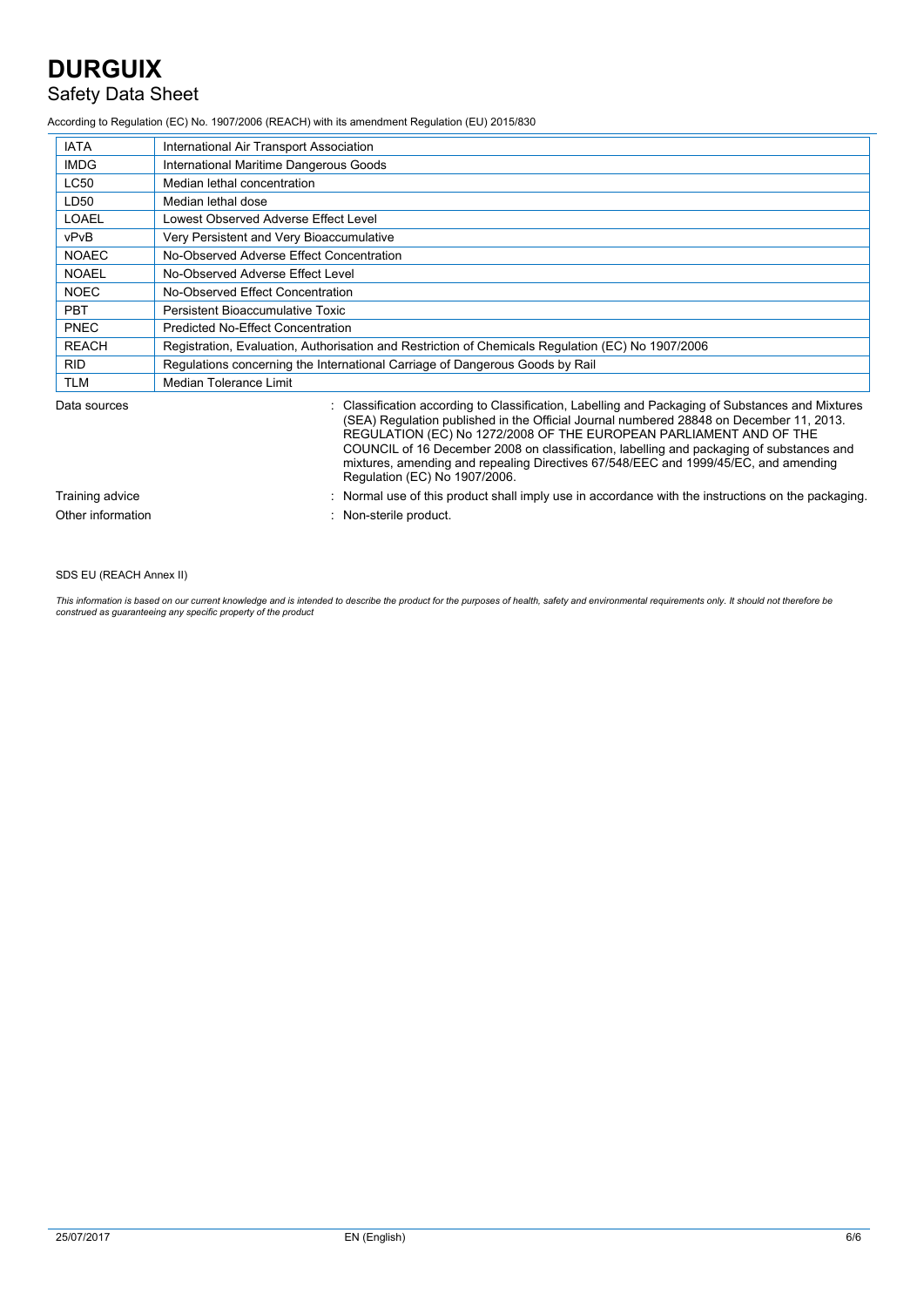| | |
|---|---|
| IATA | International Air Transport Association |
| IMDG | International Maritime Dangerous Goods |
| LC50 | Median lethal concentration |
| LD50 | Median lethal dose |
| LOAEL | Lowest Observed Adverse Effect Level |
| vPvB | Very Persistent and Very Bioaccumulative |
| NOAEC | No-Observed Adverse Effect Concentration |
| NOAEL | No-Observed Adverse Effect Level |
| NOEC | No-Observed Effect Concentration |
| PBT | Persistent Bioaccumulative Toxic |
| PNEC | Predicted No-Effect Concentration |
| REACH | Registration, Evaluation, Authorisation and Restriction of Chemicals Regulation (EC) No 1907/2006 |
| RID | Regulations concerning the International Carriage of Dangerous Goods by Rail |
| TLM | Median Tolerance Limit |

Data sources : Classification according to Classification, Labelling and Packaging of Substances and Mixtures (SEA) Regulation published in the Official Journal numbered 28848 on December 11, 2013. REGULATION (EC) No 1272/2008 OF THE EUROPEAN PARLIAMENT AND OF THE COUNCIL of 16 December 2008 on classification, labelling and packaging of substances and mixtures, amending and repealing Directives 67/548/EEC and 1999/45/EC, and amending Regulation (EC) No 1907/2006.

Training advice : Normal use of this product shall imply use in accordance with the instructions on the packaging.

Other information : Non-sterile product.

SDS EU (REACH Annex II)

*This information is based on our current knowledge and is intended to describe the product for the purposes of health, safety and environmental requirements only. It should not therefore be construed as guaranteeing any specific property of the product*